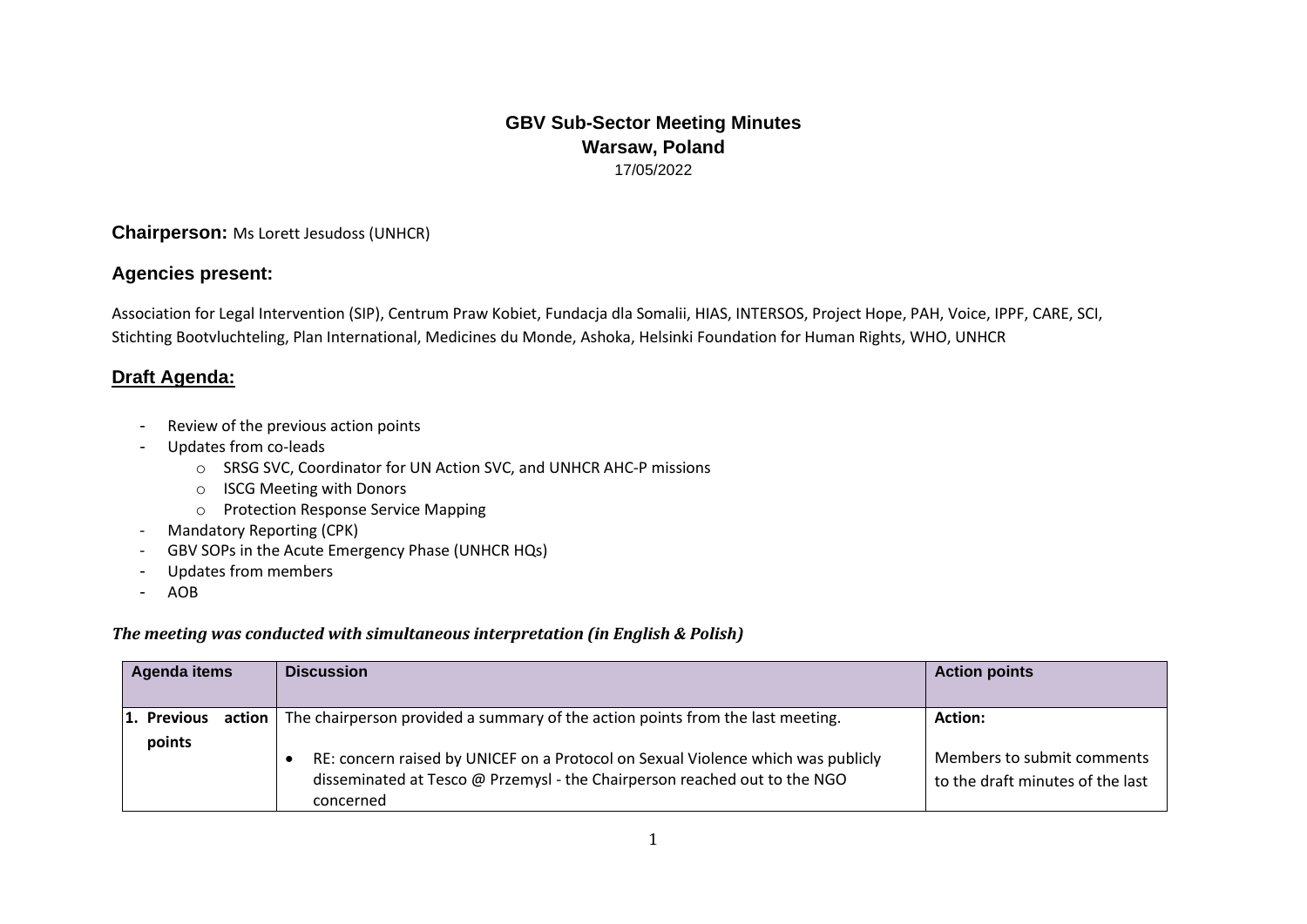# GBV Sub-Sector Meeting Minutes
## Warsaw, Poland
17/05/2022

**Chairperson:** Ms Lorett Jesudoss (UNHCR)

### Agencies present:

Association for Legal Intervention (SIP), Centrum Praw Kobiet, Fundacja dla Somalii, HIAS, INTERSOS, Project Hope, PAH, Voice, IPPF, CARE, SCI, Stichting Bootvluchteling, Plan International, Medicines du Monde, Ashoka, Helsinki Foundation for Human Rights, WHO, UNHCR

## Draft Agenda:

- Review of the previous action points
- Updates from co-leads
  - SRSG SVC, Coordinator for UN Action SVC, and UNHCR AHC-P missions
  - ISCG Meeting with Donors
  - Protection Response Service Mapping
- Mandatory Reporting (CPK)
- GBV SOPs in the Acute Emergency Phase (UNHCR HQs)
- Updates from members
- AOB

***The meeting was conducted with simultaneous interpretation (in English & Polish)***

| Agenda items | Discussion | Action points |
|---|---|---|
| **1. Previous action points** | The chairperson provided a summary of the action points from the last meeting.<br><br>• RE: concern raised by UNICEF on a Protocol on Sexual Violence which was publicly disseminated at Tesco @ Przemysl - the Chairperson reached out to the NGO concerned | **Action:**<br><br>Members to submit comments to the draft minutes of the last |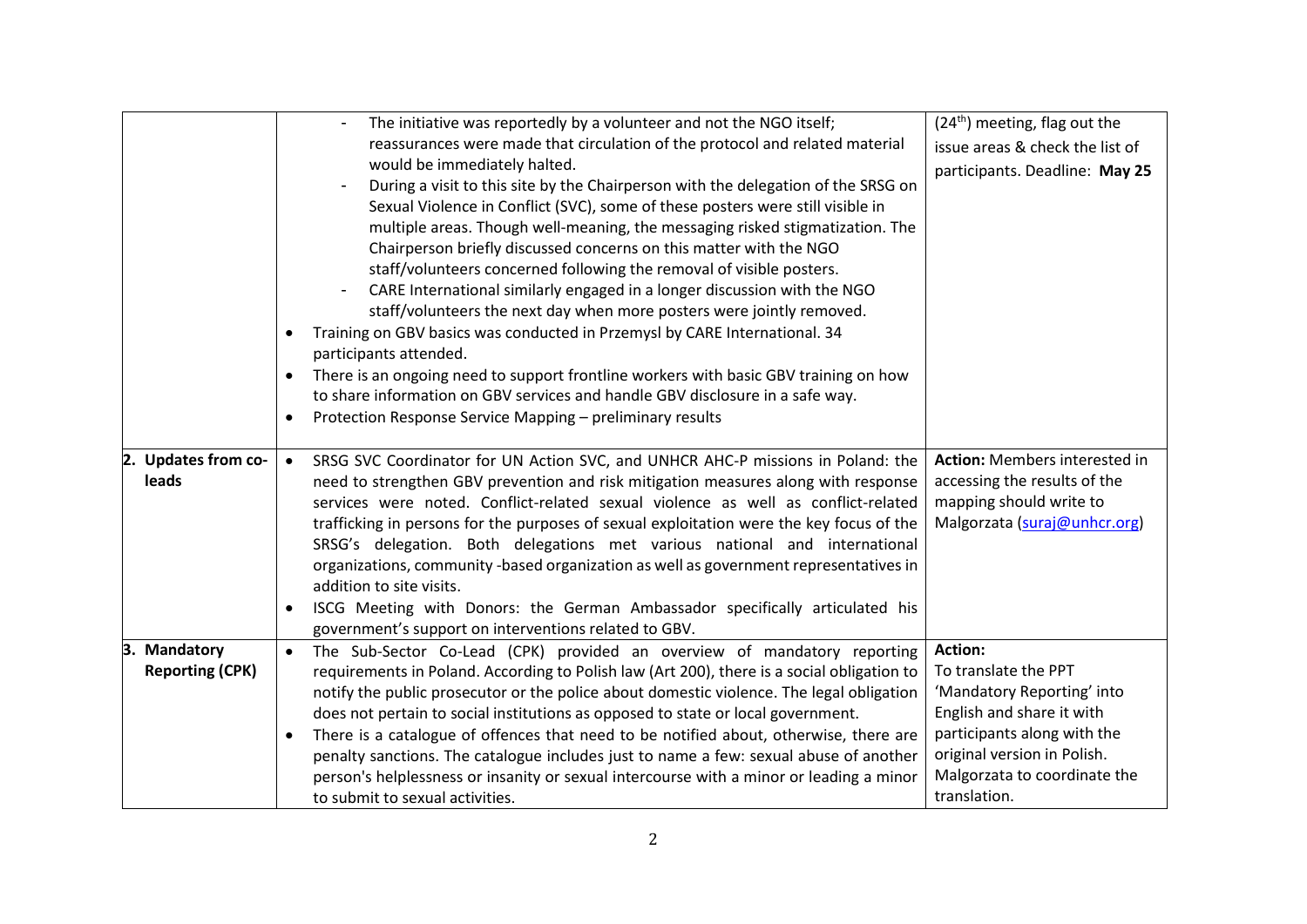| | | |
|---|---|---|
| | - The initiative was reportedly by a volunteer and not the NGO itself; reassurances were made that circulation of the protocol and related material would be immediately halted.<br>- During a visit to this site by the Chairperson with the delegation of the SRSG on Sexual Violence in Conflict (SVC), some of these posters were still visible in multiple areas. Though well-meaning, the messaging risked stigmatization. The Chairperson briefly discussed concerns on this matter with the NGO staff/volunteers concerned following the removal of visible posters.<br>- CARE International similarly engaged in a longer discussion with the NGO staff/volunteers the next day when more posters were jointly removed.<br>• Training on GBV basics was conducted in Przemysl by CARE International. 34 participants attended.<br>• There is an ongoing need to support frontline workers with basic GBV training on how to share information on GBV services and handle GBV disclosure in a safe way.<br>• Protection Response Service Mapping – preliminary results | (24th) meeting, flag out the issue areas & check the list of participants. Deadline: **May 25** |
| **2. Updates from co-leads** | • SRSG SVC Coordinator for UN Action SVC, and UNHCR AHC-P missions in Poland: the need to strengthen GBV prevention and risk mitigation measures along with response services were noted. Conflict-related sexual violence as well as conflict-related trafficking in persons for the purposes of sexual exploitation were the key focus of the SRSG's delegation. Both delegations met various national and international organizations, community -based organization as well as government representatives in addition to site visits.<br>• ISCG Meeting with Donors: the German Ambassador specifically articulated his government's support on interventions related to GBV. | **Action:** Members interested in accessing the results of the mapping should write to Malgorzata (suraj@unhcr.org) |
| **3. Mandatory Reporting (CPK)** | • The Sub-Sector Co-Lead (CPK) provided an overview of mandatory reporting requirements in Poland. According to Polish law (Art 200), there is a social obligation to notify the public prosecutor or the police about domestic violence. The legal obligation does not pertain to social institutions as opposed to state or local government.<br>• There is a catalogue of offences that need to be notified about, otherwise, there are penalty sanctions. The catalogue includes just to name a few: sexual abuse of another person's helplessness or insanity or sexual intercourse with a minor or leading a minor to submit to sexual activities. | **Action:**<br>To translate the PPT 'Mandatory Reporting' into English and share it with participants along with the original version in Polish. Malgorzata to coordinate the translation. |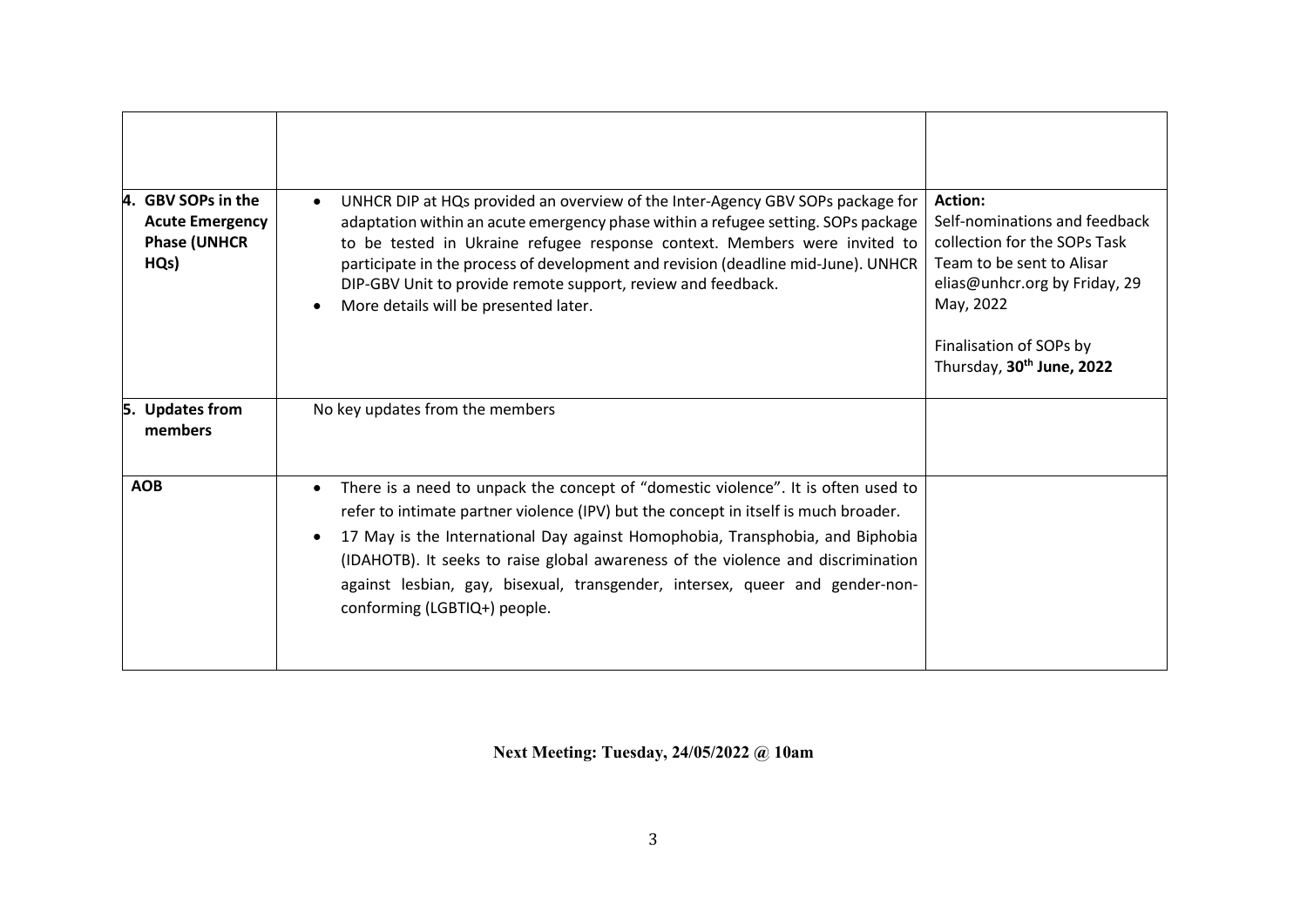| | | |
|---|---|---|
| | | |
| **4. GBV SOPs in the Acute Emergency Phase (UNHCR HQs)** | • UNHCR DIP at HQs provided an overview of the Inter-Agency GBV SOPs package for adaptation within an acute emergency phase within a refugee setting. SOPs package to be tested in Ukraine refugee response context. Members were invited to participate in the process of development and revision (deadline mid-June). UNHCR DIP-GBV Unit to provide remote support, review and feedback.<br>• More details will be presented later. | **Action:**<br>Self-nominations and feedback collection for the SOPs Task Team to be sent to Alisar elias@unhcr.org by Friday, 29 May, 2022<br><br>Finalisation of SOPs by Thursday, **30th June, 2022** |
| **5. Updates from members** | No key updates from the members | |
| **AOB** | • There is a need to unpack the concept of "domestic violence". It is often used to refer to intimate partner violence (IPV) but the concept in itself is much broader.<br>• 17 May is the International Day against Homophobia, Transphobia, and Biphobia (IDAHOTB). It seeks to raise global awareness of the violence and discrimination against lesbian, gay, bisexual, transgender, intersex, queer and gender-non-conforming (LGBTIQ+) people. | |

**Next Meeting: Tuesday, 24/05/2022 @ 10am**